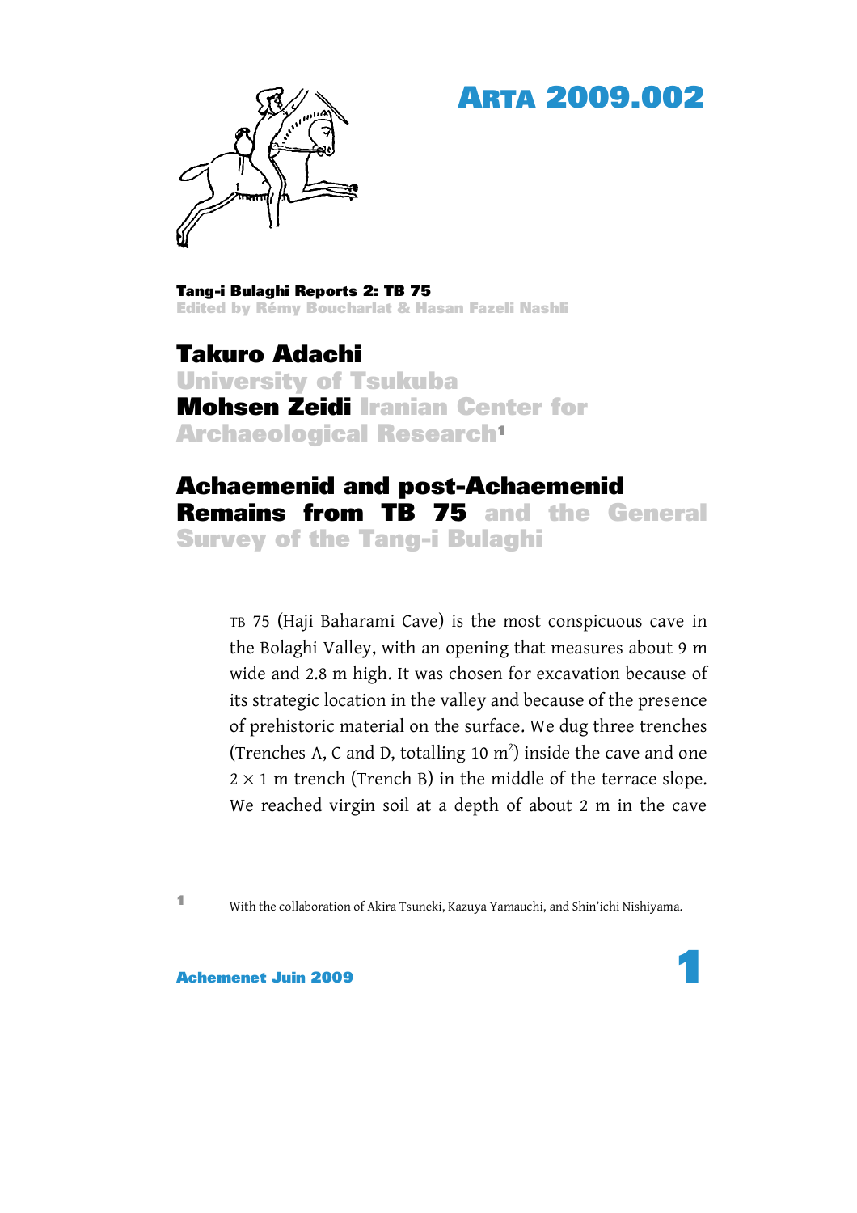# ARTA 2009.002

**Tang-i Bulaghi Reports 2: TB 75**
Edited by Rémy Boucharlat & Hasan Fazeli Nashli

**Takuro Adachi**
University of Tsukuba
**Mohsen Zeidi** Iranian Center for Archaeological Research[1]

## Achaemenid and post-Achaemenid Remains from TB 75 and the General Survey of the Tang-i Bulaghi

TB 75 (Haji Baharami Cave) is the most conspicuous cave in the Bolaghi Valley, with an opening that measures about 9 m wide and 2.8 m high. It was chosen for excavation because of its strategic location in the valley and because of the presence of prehistoric material on the surface. We dug three trenches (Trenches A, C and D, totalling 10 m$^2$) inside the cave and one $2 \times 1$ m trench (Trench B) in the middle of the terrace slope. We reached virgin soil at a depth of about 2 m in the cave

[1] With the collaboration of Akira Tsuneki, Kazuya Yamauchi, and Shin'ichi Nishiyama.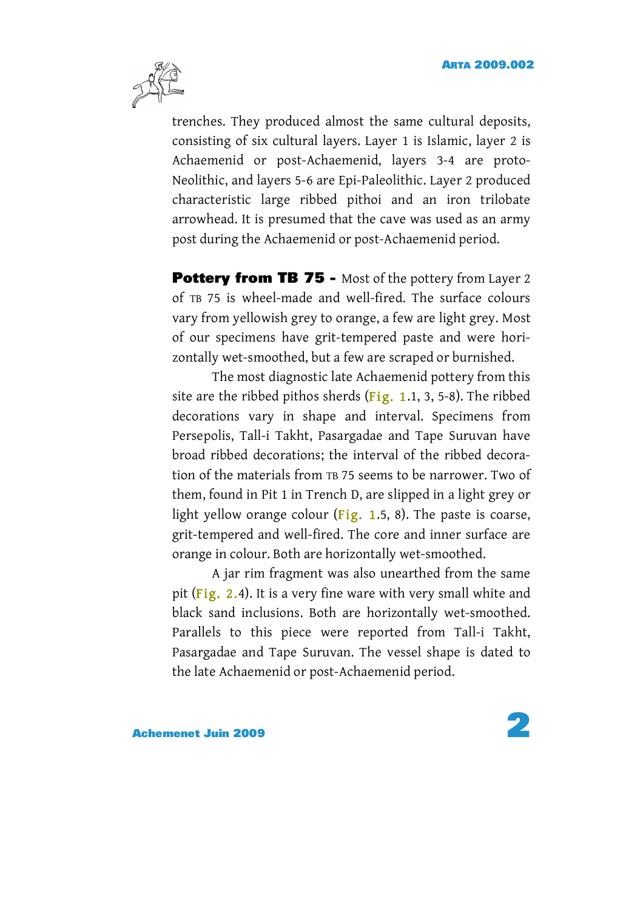trenches. They produced almost the same cultural deposits, consisting of six cultural layers. Layer 1 is Islamic, layer 2 is Achaemenid or post-Achaemenid, layers 3-4 are proto-Neolithic, and layers 5-6 are Epi-Paleolithic. Layer 2 produced characteristic large ribbed pithoi and an iron trilobate arrowhead. It is presumed that the cave was used as an army post during the Achaemenid or post-Achaemenid period.

**Pottery from TB 75 -** Most of the pottery from Layer 2 of TB 75 is wheel-made and well-fired. The surface colours vary from yellowish grey to orange, a few are light grey. Most of our specimens have grit-tempered paste and were horizontally wet-smoothed, but a few are scraped or burnished.

The most diagnostic late Achaemenid pottery from this site are the ribbed pithos sherds (Fig. 1.1, 3, 5-8). The ribbed decorations vary in shape and interval. Specimens from Persepolis, Tall-i Takht, Pasargadae and Tape Suruvan have broad ribbed decorations; the interval of the ribbed decoration of the materials from TB 75 seems to be narrower. Two of them, found in Pit 1 in Trench D, are slipped in a light grey or light yellow orange colour (Fig. 1.5, 8). The paste is coarse, grit-tempered and well-fired. The core and inner surface are orange in colour. Both are horizontally wet-smoothed.

A jar rim fragment was also unearthed from the same pit (Fig. 2.4). It is a very fine ware with very small white and black sand inclusions. Both are horizontally wet-smoothed. Parallels to this piece were reported from Tall-i Takht, Pasargadae and Tape Suruvan. The vessel shape is dated to the late Achaemenid or post-Achaemenid period.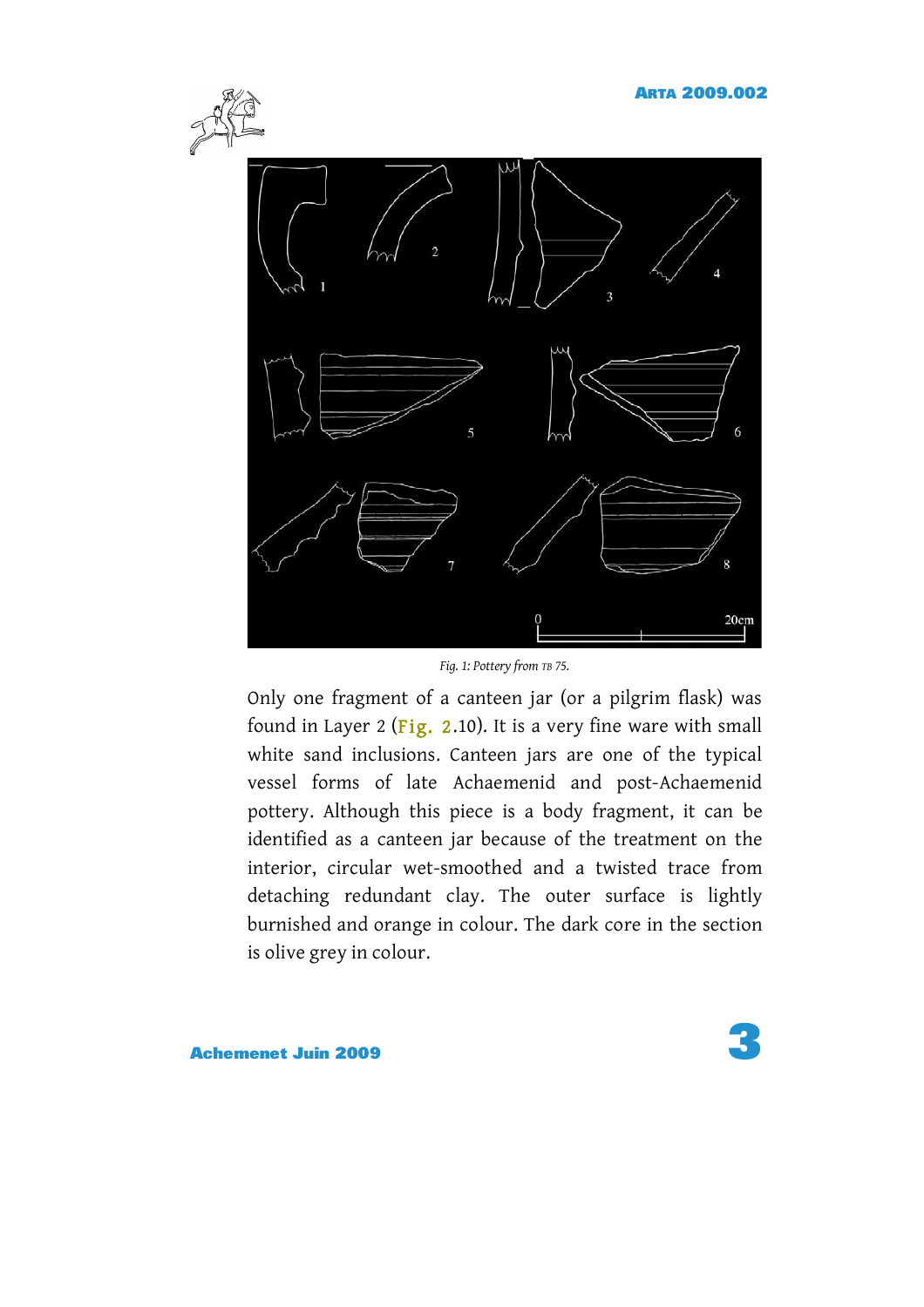*Fig. 1: Pottery from TB 75.*

Only one fragment of a canteen jar (or a pilgrim flask) was found in Layer 2 (Fig. 2.10). It is a very fine ware with small white sand inclusions. Canteen jars are one of the typical vessel forms of late Achaemenid and post-Achaemenid pottery. Although this piece is a body fragment, it can be identified as a canteen jar because of the treatment on the interior, circular wet-smoothed and a twisted trace from detaching redundant clay. The outer surface is lightly burnished and orange in colour. The dark core in the section is olive grey in colour.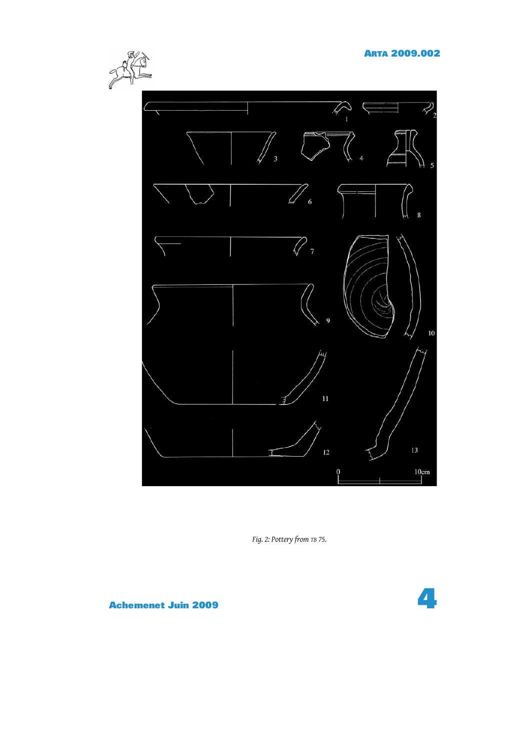Fig. 2: Pottery from TB 75.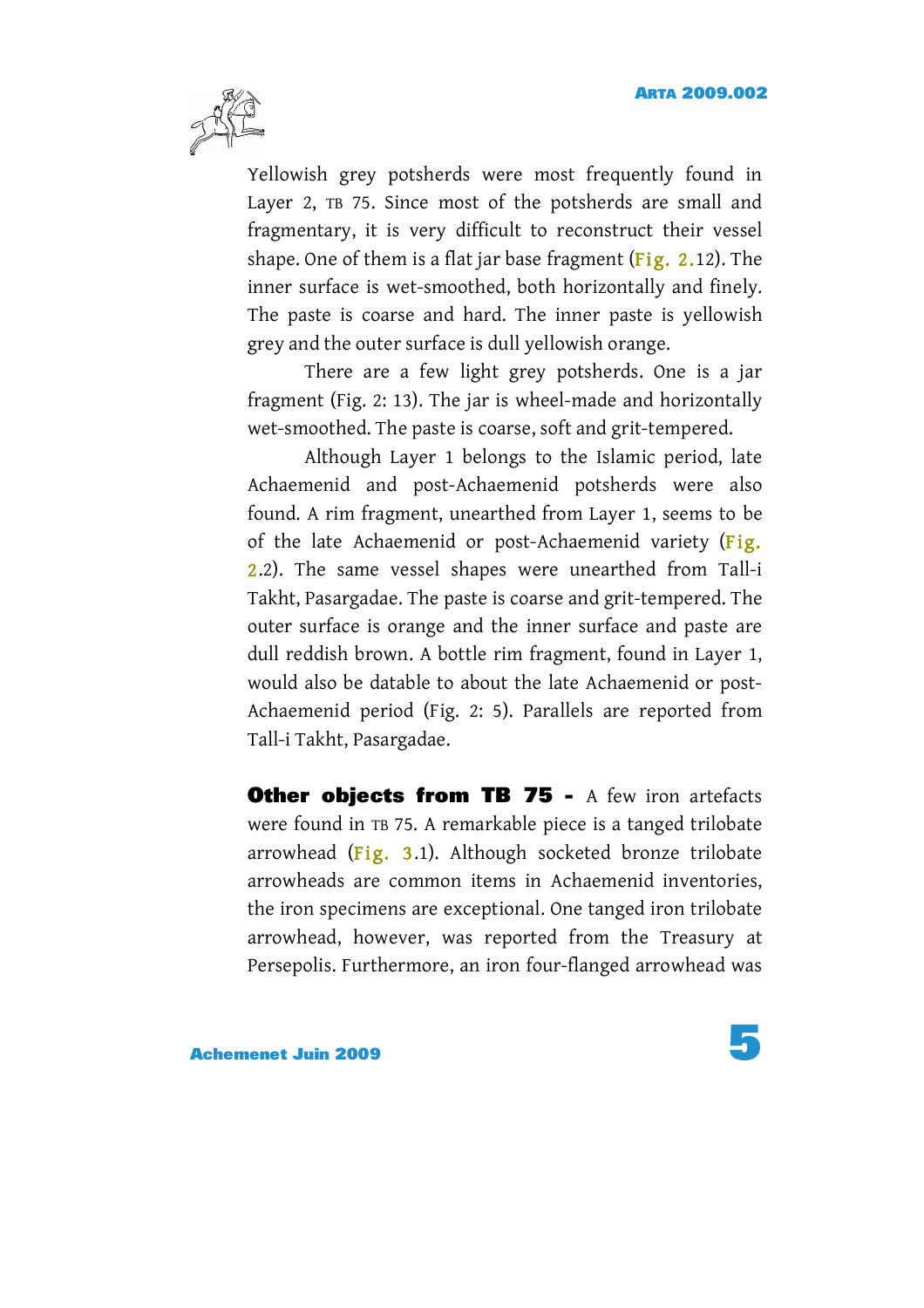Yellowish grey potsherds were most frequently found in Layer 2, TB 75. Since most of the potsherds are small and fragmentary, it is very difficult to reconstruct their vessel shape. One of them is a flat jar base fragment (Fig. 2.12). The inner surface is wet-smoothed, both horizontally and finely. The paste is coarse and hard. The inner paste is yellowish grey and the outer surface is dull yellowish orange.

There are a few light grey potsherds. One is a jar fragment (Fig. 2: 13). The jar is wheel-made and horizontally wet-smoothed. The paste is coarse, soft and grit-tempered.

Although Layer 1 belongs to the Islamic period, late Achaemenid and post-Achaemenid potsherds were also found. A rim fragment, unearthed from Layer 1, seems to be of the late Achaemenid or post-Achaemenid variety (Fig. 2.2). The same vessel shapes were unearthed from Tall-i Takht, Pasargadae. The paste is coarse and grit-tempered. The outer surface is orange and the inner surface and paste are dull reddish brown. A bottle rim fragment, found in Layer 1, would also be datable to about the late Achaemenid or post-Achaemenid period (Fig. 2: 5). Parallels are reported from Tall-i Takht, Pasargadae.

**Other objects from TB 75 -** A few iron artefacts were found in TB 75. A remarkable piece is a tanged trilobate arrowhead (Fig. 3.1). Although socketed bronze trilobate arrowheads are common items in Achaemenid inventories, the iron specimens are exceptional. One tanged iron trilobate arrowhead, however, was reported from the Treasury at Persepolis. Furthermore, an iron four-flanged arrowhead was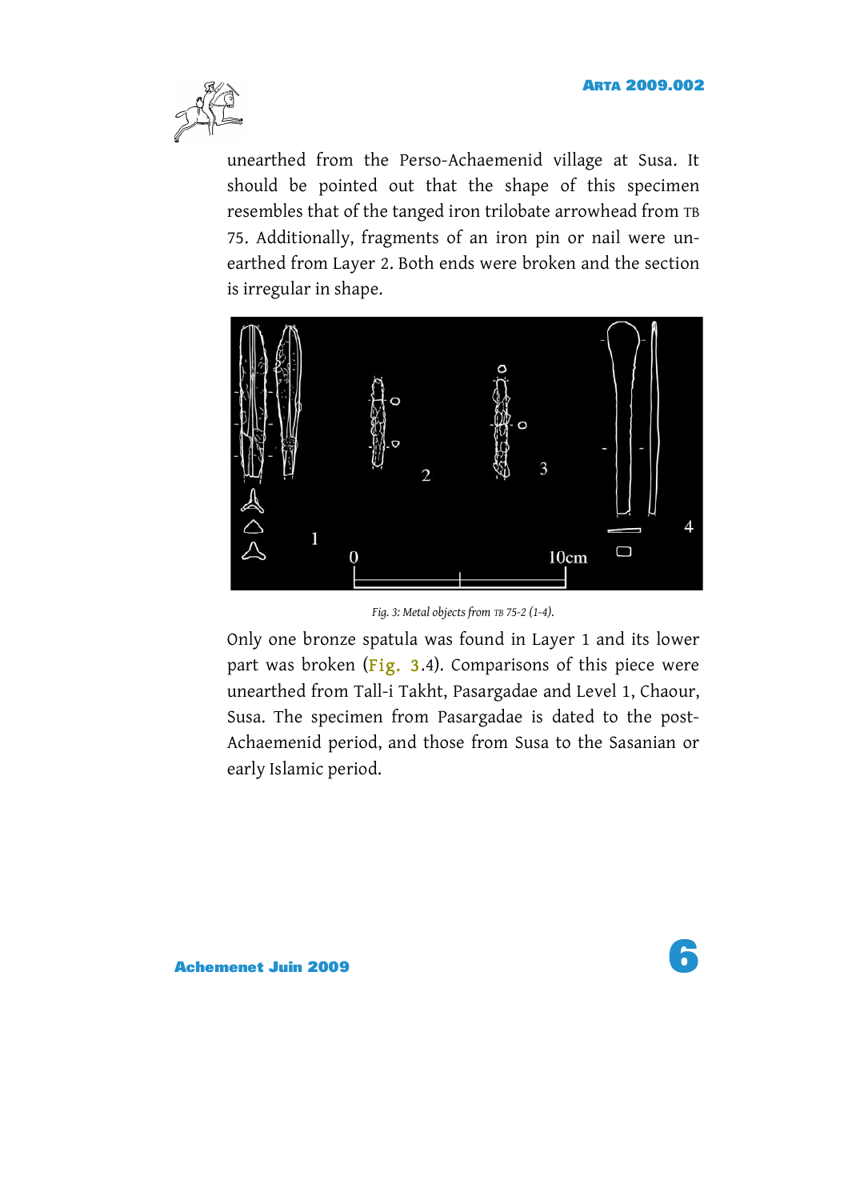unearthed from the Perso-Achaemenid village at Susa. It should be pointed out that the shape of this specimen resembles that of the tanged iron trilobate arrowhead from TB 75. Additionally, fragments of an iron pin or nail were unearthed from Layer 2. Both ends were broken and the section is irregular in shape.

*Fig. 3: Metal objects from TB 75-2 (1-4).*

Only one bronze spatula was found in Layer 1 and its lower part was broken (Fig. 3.4). Comparisons of this piece were unearthed from Tall-i Takht, Pasargadae and Level 1, Chaour, Susa. The specimen from Pasargadae is dated to the post-Achaemenid period, and those from Susa to the Sasanian or early Islamic period.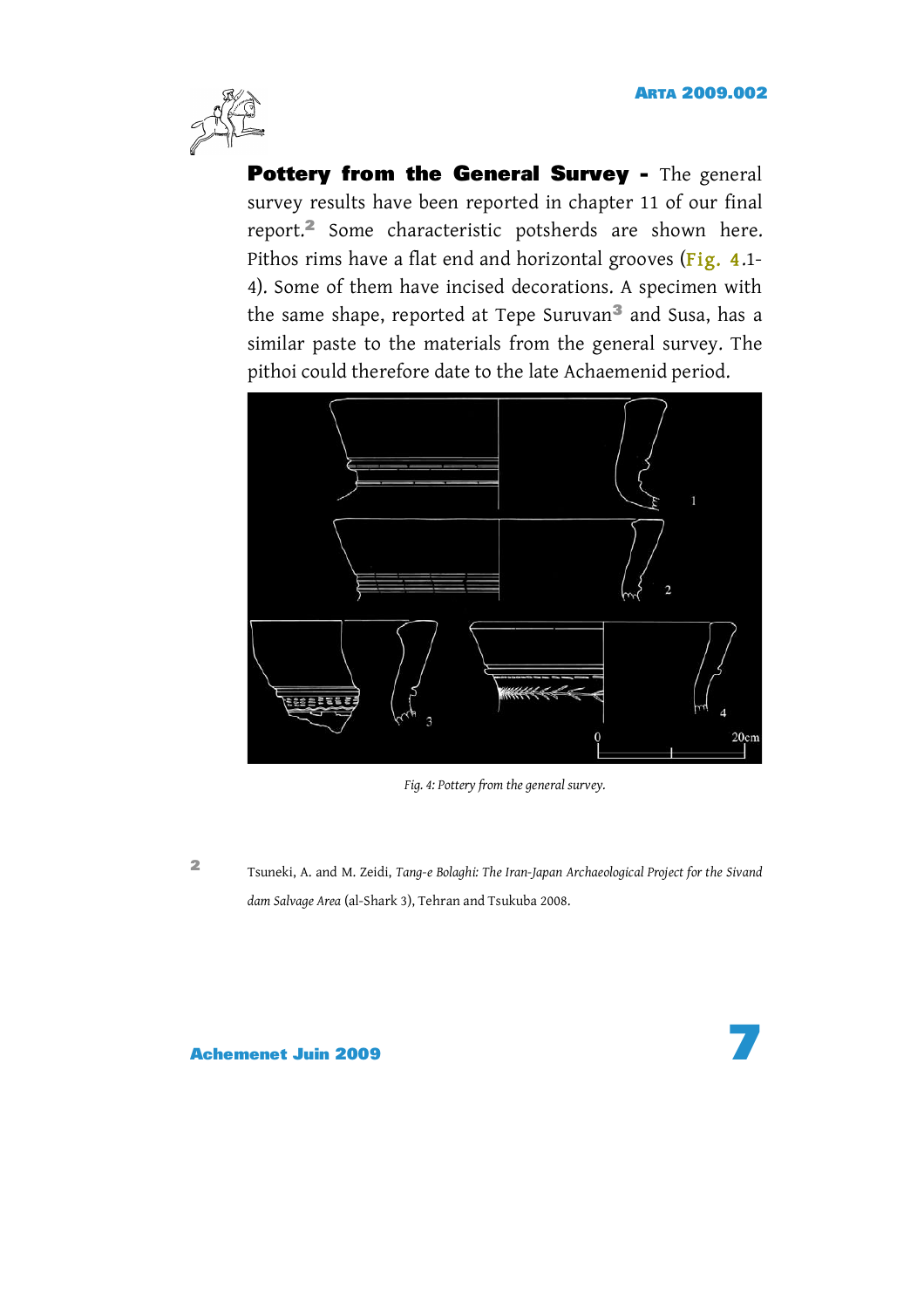**Pottery from the General Survey -** The general survey results have been reported in chapter 11 of our final report.[2] Some characteristic potsherds are shown here. Pithos rims have a flat end and horizontal grooves (Fig. 4.1-4). Some of them have incised decorations. A specimen with the same shape, reported at Tepe Suruvan[3] and Susa, has a similar paste to the materials from the general survey. The pithoi could therefore date to the late Achaemenid period.

*Fig. 4: Pottery from the general survey.*

[2] Tsuneki, A. and M. Zeidi, *Tang-e Bolaghi: The Iran-Japan Archaeological Project for the Sivand dam Salvage Area* (al-Shark 3), Tehran and Tsukuba 2008.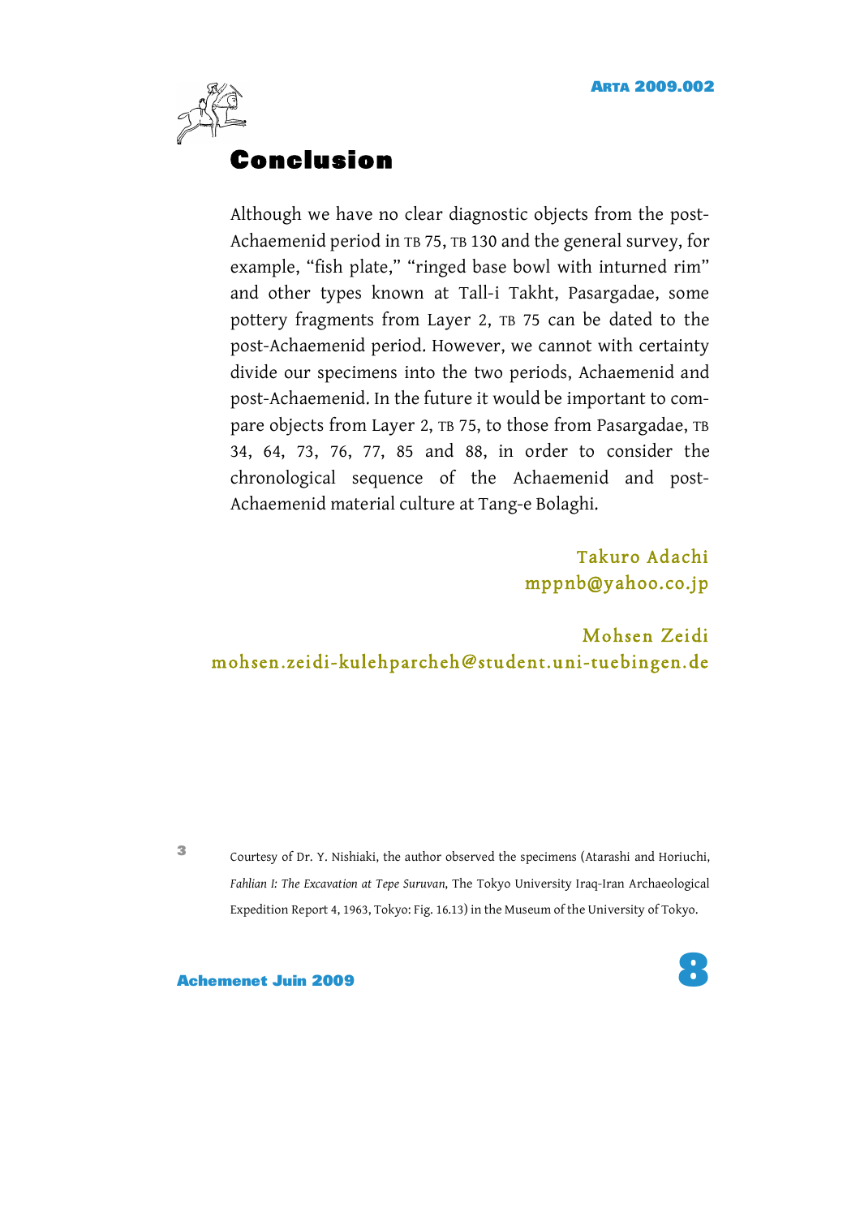## Conclusion

Although we have no clear diagnostic objects from the post-Achaemenid period in TB 75, TB 130 and the general survey, for example, "fish plate," "ringed base bowl with inturned rim" and other types known at Tall-i Takht, Pasargadae, some pottery fragments from Layer 2, TB 75 can be dated to the post-Achaemenid period. However, we cannot with certainty divide our specimens into the two periods, Achaemenid and post-Achaemenid. In the future it would be important to compare objects from Layer 2, TB 75, to those from Pasargadae, TB 34, 64, 73, 76, 77, 85 and 88, in order to consider the chronological sequence of the Achaemenid and post-Achaemenid material culture at Tang-e Bolaghi.

Takuro Adachi
mppnb@yahoo.co.jp

Mohsen Zeidi
mohsen.zeidi-kulehparcheh@student.uni-tuebingen.de

[3] Courtesy of Dr. Y. Nishiaki, the author observed the specimens (Atarashi and Horiuchi, *Fahlian I: The Excavation at Tepe Suruvan*, The Tokyo University Iraq-Iran Archaeological Expedition Report 4, 1963, Tokyo: Fig. 16.13) in the Museum of the University of Tokyo.